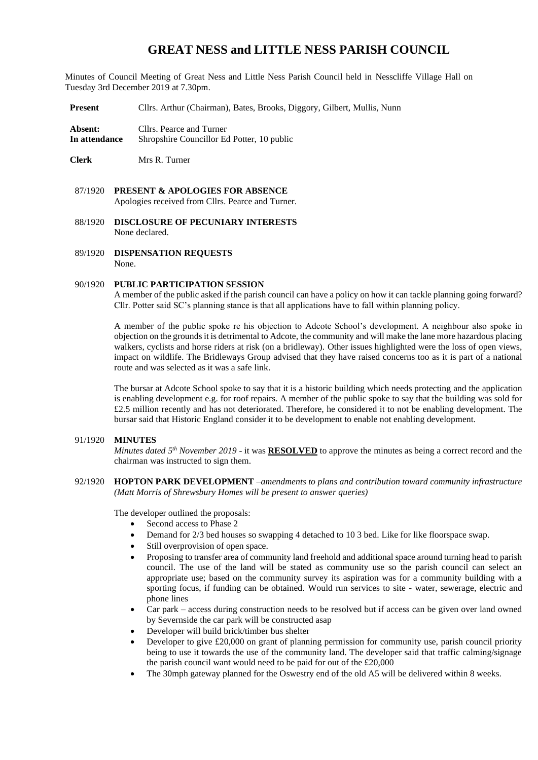# GREAT NESS and LITTLE NESS PARISH COUNCIL

Minutes of Council Meeting of Great Ness and Little Ness Parish Council held in Nesscliffe Village Hall on Tuesday 3rd December 2019 at 7.30pm.

**Present** Cllrs. Arthur (Chairman), Bates, Brooks, Diggory, Gilbert, Mullis, Nunn

**Absent:** Cllrs. Pearce and Turner
**In attendance** Shropshire Councillor Ed Potter, 10 public

**Clerk** Mrs R. Turner

87/1920 **PRESENT & APOLOGIES FOR ABSENCE**
Apologies received from Cllrs. Pearce and Turner.

88/1920 **DISCLOSURE OF PECUNIARY INTERESTS**
None declared.

89/1920 **DISPENSATION REQUESTS**
None.

90/1920 **PUBLIC PARTICIPATION SESSION**
A member of the public asked if the parish council can have a policy on how it can tackle planning going forward? Cllr. Potter said SC's planning stance is that all applications have to fall within planning policy.

A member of the public spoke re his objection to Adcote School's development. A neighbour also spoke in objection on the grounds it is detrimental to Adcote, the community and will make the lane more hazardous placing walkers, cyclists and horse riders at risk (on a bridleway). Other issues highlighted were the loss of open views, impact on wildlife. The Bridleways Group advised that they have raised concerns too as it is part of a national route and was selected as it was a safe link.

The bursar at Adcote School spoke to say that it is a historic building which needs protecting and the application is enabling development e.g. for roof repairs. A member of the public spoke to say that the building was sold for £2.5 million recently and has not deteriorated. Therefore, he considered it to not be enabling development. The bursar said that Historic England consider it to be development to enable not enabling development.

91/1920 **MINUTES**
*Minutes dated 5th November 2019* - it was **RESOLVED** to approve the minutes as being a correct record and the chairman was instructed to sign them.

92/1920 **HOPTON PARK DEVELOPMENT** –*amendments to plans and contribution toward community infrastructure (Matt Morris of Shrewsbury Homes will be present to answer queries)*

The developer outlined the proposals:

- Second access to Phase 2
- Demand for 2/3 bed houses so swapping 4 detached to 10 3 bed. Like for like floorspace swap.
- Still overprovision of open space.
- Proposing to transfer area of community land freehold and additional space around turning head to parish council. The use of the land will be stated as community use so the parish council can select an appropriate use; based on the community survey its aspiration was for a community building with a sporting focus, if funding can be obtained. Would run services to site - water, sewerage, electric and phone lines
- Car park – access during construction needs to be resolved but if access can be given over land owned by Severnside the car park will be constructed asap
- Developer will build brick/timber bus shelter
- Developer to give £20,000 on grant of planning permission for community use, parish council priority being to use it towards the use of the community land. The developer said that traffic calming/signage the parish council want would need to be paid for out of the £20,000
- The 30mph gateway planned for the Oswestry end of the old A5 will be delivered within 8 weeks.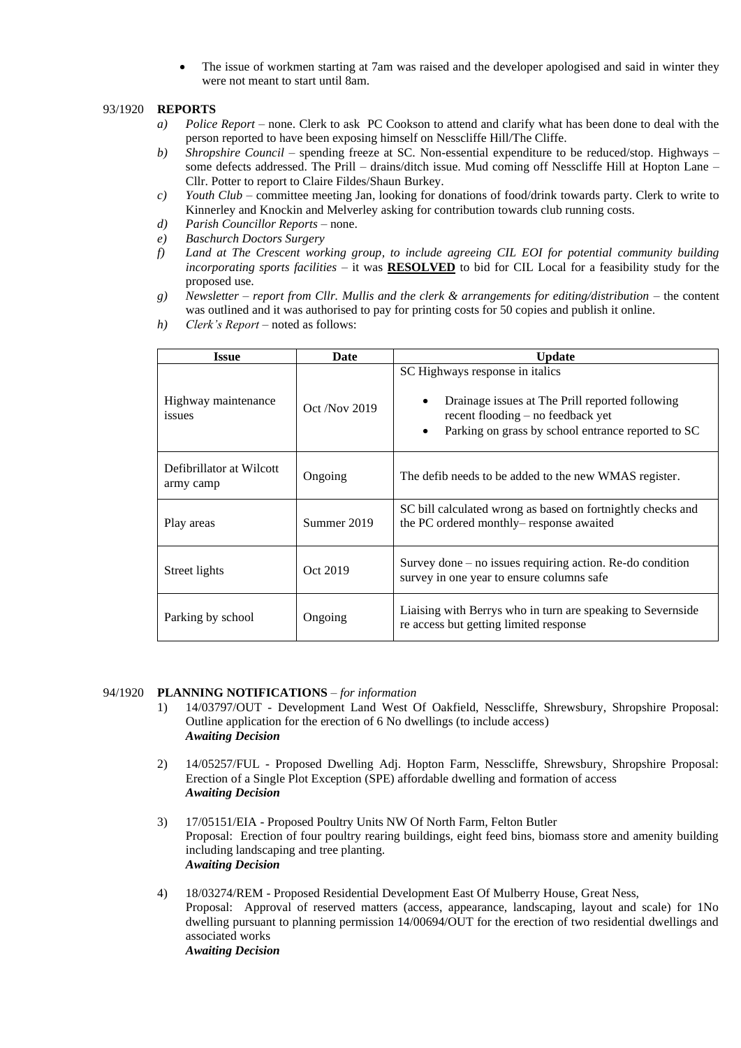- The issue of workmen starting at 7am was raised and the developer apologised and said in winter they were not meant to start until 8am.

93/1920 **REPORTS**

a) *Police Report* – none. Clerk to ask PC Cookson to attend and clarify what has been done to deal with the person reported to have been exposing himself on Nesscliffe Hill/The Cliffe.
b) *Shropshire Council* – spending freeze at SC. Non-essential expenditure to be reduced/stop. Highways – some defects addressed. The Prill – drains/ditch issue. Mud coming off Nesscliffe Hill at Hopton Lane – Cllr. Potter to report to Claire Fildes/Shaun Burkey.
c) *Youth Club* – committee meeting Jan, looking for donations of food/drink towards party. Clerk to write to Kinnerley and Knockin and Melverley asking for contribution towards club running costs.
d) *Parish Councillor Reports* – none.
e) *Baschurch Doctors Surgery*
f) *Land at The Crescent working group, to include agreeing CIL EOI for potential community building incorporating sports facilities* – it was **RESOLVED** to bid for CIL Local for a feasibility study for the proposed use.
g) *Newsletter – report from Cllr. Mullis and the clerk & arrangements for editing/distribution* – the content was outlined and it was authorised to pay for printing costs for 50 copies and publish it online.
h) *Clerk's Report* – noted as follows:

| Issue | Date | Update |
|---|---|---|
| Highway maintenance issues | Oct /Nov 2019 | SC Highways response in italics<br>• Drainage issues at The Prill reported following recent flooding – no feedback yet<br>• Parking on grass by school entrance reported to SC |
| Defibrillator at Wilcott army camp | Ongoing | The defib needs to be added to the new WMAS register. |
| Play areas | Summer 2019 | SC bill calculated wrong as based on fortnightly checks and the PC ordered monthly– response awaited |
| Street lights | Oct 2019 | Survey done – no issues requiring action. Re-do condition survey in one year to ensure columns safe |
| Parking by school | Ongoing | Liaising with Berrys who in turn are speaking to Severnside re access but getting limited response |

94/1920 **PLANNING NOTIFICATIONS** – *for information*

1) 14/03797/OUT - Development Land West Of Oakfield, Nesscliffe, Shrewsbury, Shropshire Proposal: Outline application for the erection of 6 No dwellings (to include access)
   ***Awaiting Decision***

2) 14/05257/FUL - Proposed Dwelling Adj. Hopton Farm, Nesscliffe, Shrewsbury, Shropshire Proposal: Erection of a Single Plot Exception (SPE) affordable dwelling and formation of access
   ***Awaiting Decision***

3) 17/05151/EIA - Proposed Poultry Units NW Of North Farm, Felton Butler
   Proposal: Erection of four poultry rearing buildings, eight feed bins, biomass store and amenity building including landscaping and tree planting.
   ***Awaiting Decision***

4) 18/03274/REM - Proposed Residential Development East Of Mulberry House, Great Ness,
   Proposal: Approval of reserved matters (access, appearance, landscaping, layout and scale) for 1No dwelling pursuant to planning permission 14/00694/OUT for the erection of two residential dwellings and associated works
   ***Awaiting Decision***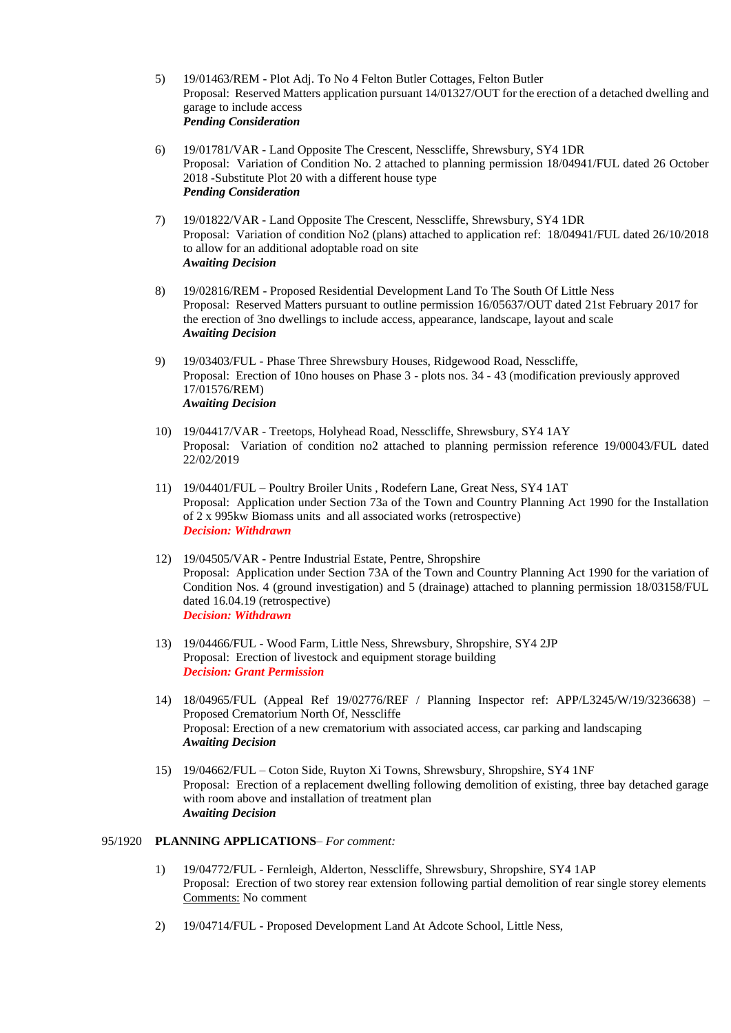5) 19/01463/REM - Plot Adj. To No 4 Felton Butler Cottages, Felton Butler
   Proposal: Reserved Matters application pursuant 14/01327/OUT for the erection of a detached dwelling and garage to include access
   ***Pending Consideration***

6) 19/01781/VAR - Land Opposite The Crescent, Nesscliffe, Shrewsbury, SY4 1DR
   Proposal: Variation of Condition No. 2 attached to planning permission 18/04941/FUL dated 26 October 2018 -Substitute Plot 20 with a different house type
   ***Pending Consideration***

7) 19/01822/VAR - Land Opposite The Crescent, Nesscliffe, Shrewsbury, SY4 1DR
   Proposal: Variation of condition No2 (plans) attached to application ref: 18/04941/FUL dated 26/10/2018 to allow for an additional adoptable road on site
   ***Awaiting Decision***

8) 19/02816/REM - Proposed Residential Development Land To The South Of Little Ness
   Proposal: Reserved Matters pursuant to outline permission 16/05637/OUT dated 21st February 2017 for the erection of 3no dwellings to include access, appearance, landscape, layout and scale
   ***Awaiting Decision***

9) 19/03403/FUL - Phase Three Shrewsbury Houses, Ridgewood Road, Nesscliffe,
   Proposal: Erection of 10no houses on Phase 3 - plots nos. 34 - 43 (modification previously approved 17/01576/REM)
   ***Awaiting Decision***

10) 19/04417/VAR - Treetops, Holyhead Road, Nesscliffe, Shrewsbury, SY4 1AY
    Proposal: Variation of condition no2 attached to planning permission reference 19/00043/FUL dated 22/02/2019

11) 19/04401/FUL – Poultry Broiler Units , Rodefern Lane, Great Ness, SY4 1AT
    Proposal: Application under Section 73a of the Town and Country Planning Act 1990 for the Installation of 2 x 995kw Biomass units and all associated works (retrospective)
    ***Decision: Withdrawn***

12) 19/04505/VAR - Pentre Industrial Estate, Pentre, Shropshire
    Proposal: Application under Section 73A of the Town and Country Planning Act 1990 for the variation of Condition Nos. 4 (ground investigation) and 5 (drainage) attached to planning permission 18/03158/FUL dated 16.04.19 (retrospective)
    ***Decision: Withdrawn***

13) 19/04466/FUL - Wood Farm, Little Ness, Shrewsbury, Shropshire, SY4 2JP
    Proposal: Erection of livestock and equipment storage building
    ***Decision: Grant Permission***

14) 18/04965/FUL (Appeal Ref 19/02776/REF / Planning Inspector ref: APP/L3245/W/19/3236638) – Proposed Crematorium North Of, Nesscliffe
    Proposal: Erection of a new crematorium with associated access, car parking and landscaping
    ***Awaiting Decision***

15) 19/04662/FUL – Coton Side, Ruyton Xi Towns, Shrewsbury, Shropshire, SY4 1NF
    Proposal: Erection of a replacement dwelling following demolition of existing, three bay detached garage with room above and installation of treatment plan
    ***Awaiting Decision***

95/1920 **PLANNING APPLICATIONS**– *For comment:*

1) 19/04772/FUL - Fernleigh, Alderton, Nesscliffe, Shrewsbury, Shropshire, SY4 1AP
   Proposal: Erection of two storey rear extension following partial demolition of rear single storey elements
   Comments: No comment

2) 19/04714/FUL - Proposed Development Land At Adcote School, Little Ness,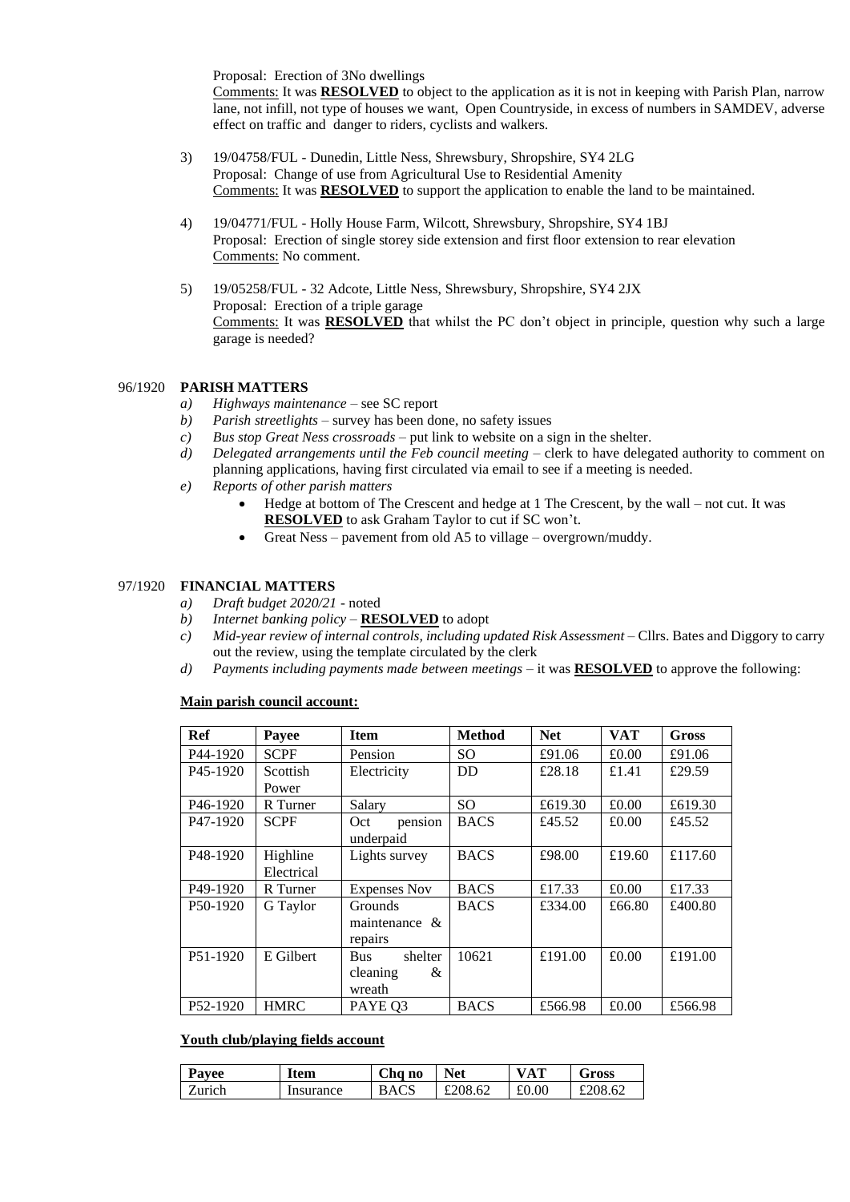Proposal: Erection of 3No dwellings
Comments: It was **RESOLVED** to object to the application as it is not in keeping with Parish Plan, narrow lane, not infill, not type of houses we want, Open Countryside, in excess of numbers in SAMDEV, adverse effect on traffic and danger to riders, cyclists and walkers.

3) 19/04758/FUL - Dunedin, Little Ness, Shrewsbury, Shropshire, SY4 2LG
Proposal: Change of use from Agricultural Use to Residential Amenity
Comments: It was **RESOLVED** to support the application to enable the land to be maintained.

4) 19/04771/FUL - Holly House Farm, Wilcott, Shrewsbury, Shropshire, SY4 1BJ
Proposal: Erection of single storey side extension and first floor extension to rear elevation
Comments: No comment.

5) 19/05258/FUL - 32 Adcote, Little Ness, Shrewsbury, Shropshire, SY4 2JX
Proposal: Erection of a triple garage
Comments: It was **RESOLVED** that whilst the PC don't object in principle, question why such a large garage is needed?

## 96/1920 PARISH MATTERS

a) *Highways maintenance* – see SC report
b) *Parish streetlights* – survey has been done, no safety issues
c) *Bus stop Great Ness crossroads* – put link to website on a sign in the shelter.
d) *Delegated arrangements until the Feb council meeting* – clerk to have delegated authority to comment on planning applications, having first circulated via email to see if a meeting is needed.
e) *Reports of other parish matters*
   - Hedge at bottom of The Crescent and hedge at 1 The Crescent, by the wall – not cut. It was **RESOLVED** to ask Graham Taylor to cut if SC won't.
   - Great Ness – pavement from old A5 to village – overgrown/muddy.

## 97/1920 FINANCIAL MATTERS

a) *Draft budget 2020/21* - noted
b) *Internet banking policy* – **RESOLVED** to adopt
c) *Mid-year review of internal controls, including updated Risk Assessment* – Cllrs. Bates and Diggory to carry out the review, using the template circulated by the clerk
d) *Payments including payments made between meetings* – it was **RESOLVED** to approve the following:

**Main parish council account:**

| Ref | Payee | Item | Method | Net | VAT | Gross |
|---|---|---|---|---|---|---|
| P44-1920 | SCPF | Pension | SO | £91.06 | £0.00 | £91.06 |
| P45-1920 | Scottish Power | Electricity | DD | £28.18 | £1.41 | £29.59 |
| P46-1920 | R Turner | Salary | SO | £619.30 | £0.00 | £619.30 |
| P47-1920 | SCPF | Oct pension underpaid | BACS | £45.52 | £0.00 | £45.52 |
| P48-1920 | Highline Electrical | Lights survey | BACS | £98.00 | £19.60 | £117.60 |
| P49-1920 | R Turner | Expenses Nov | BACS | £17.33 | £0.00 | £17.33 |
| P50-1920 | G Taylor | Grounds maintenance & repairs | BACS | £334.00 | £66.80 | £400.80 |
| P51-1920 | E Gilbert | Bus shelter cleaning & wreath | 10621 | £191.00 | £0.00 | £191.00 |
| P52-1920 | HMRC | PAYE Q3 | BACS | £566.98 | £0.00 | £566.98 |

**Youth club/playing fields account**

| Payee | Item | Chq no | Net | VAT | Gross |
|---|---|---|---|---|---|
| Zurich | Insurance | BACS | £208.62 | £0.00 | £208.62 |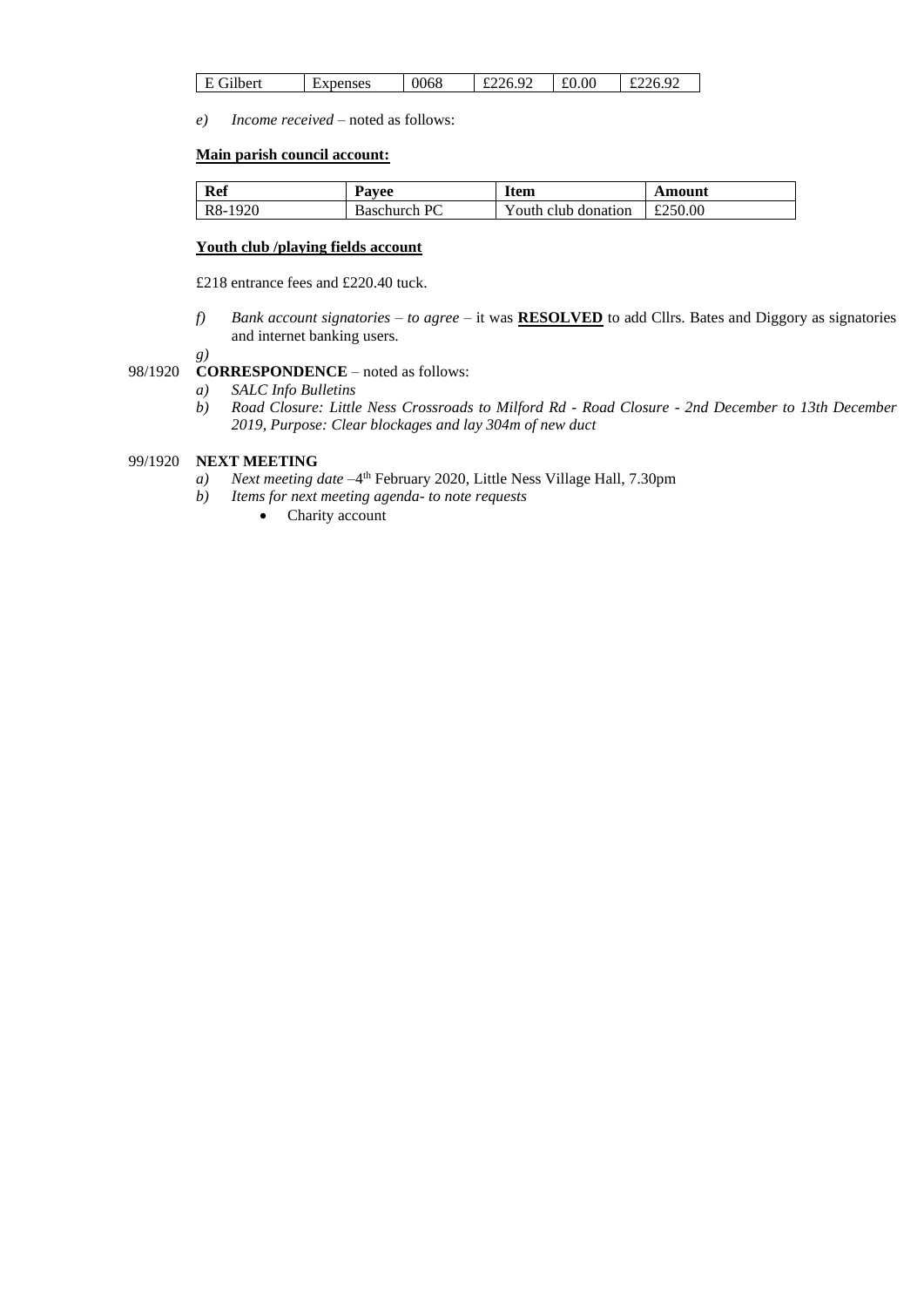| | | | | | |
|---|---|---|---|---|---|
| E Gilbert | Expenses | 0068 | £226.92 | £0.00 | £226.92 |

e) *Income received* – noted as follows:

**Main parish council account:**

| Ref | Payee | Item | Amount |
|---|---|---|---|
| R8-1920 | Baschurch PC | Youth club donation | £250.00 |

**Youth club /playing fields account**

£218 entrance fees and £220.40 tuck.

f) *Bank account signatories – to agree* – it was **RESOLVED** to add Cllrs. Bates and Diggory as signatories and internet banking users.

g)

98/1920 **CORRESPONDENCE** – noted as follows:

a) *SALC Info Bulletins*
b) *Road Closure: Little Ness Crossroads to Milford Rd - Road Closure - 2nd December to 13th December 2019, Purpose: Clear blockages and lay 304m of new duct*

99/1920 **NEXT MEETING**

a) *Next meeting date* –4th February 2020, Little Ness Village Hall, 7.30pm
b) *Items for next meeting agenda- to note requests*
   - Charity account